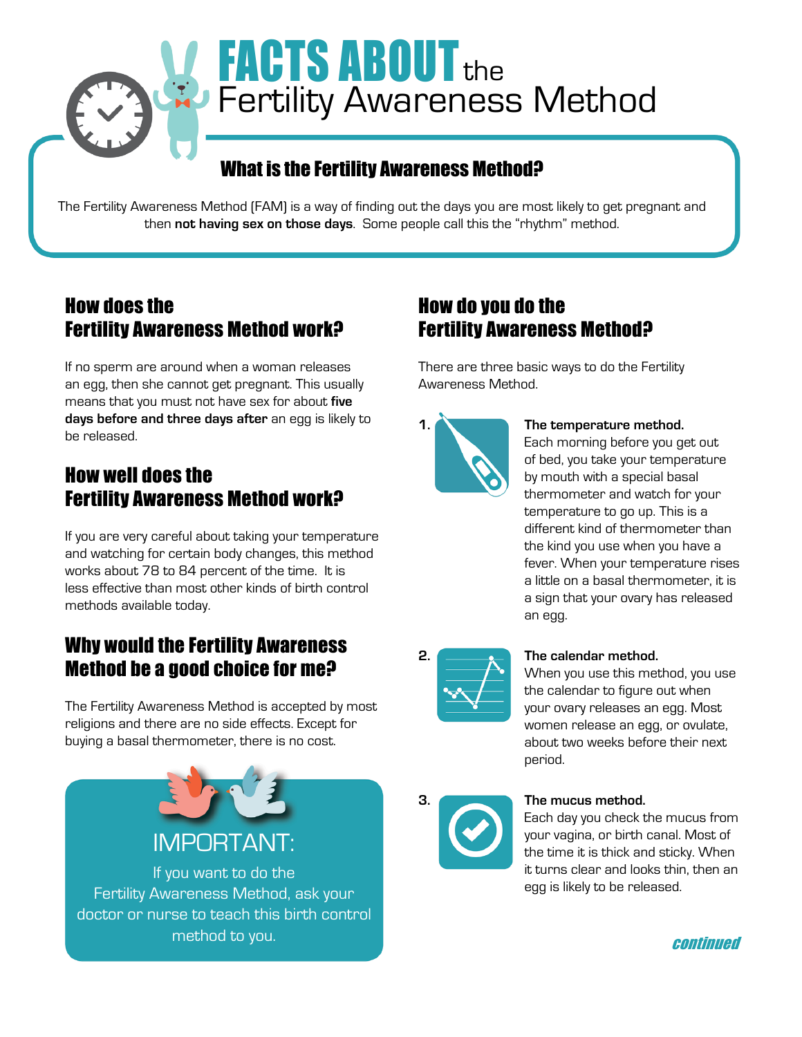# FACTS ABOUT the Fertility Awareness Method

## What is the Fertility Awareness Method?

The Fertility Awareness Method (FAM) is a way of finding out the days you are most likely to get pregnant and then **not having sex on those days**. Some people call this the "rhythm" method.

## How does the Fertility Awareness Method work?

If no sperm are around when a woman releases an egg, then she cannot get pregnant. This usually means that you must not have sex for about **five days before and three days after** an egg is likely to be released.

## How well does the Fertility Awareness Method work?

If you are very careful about taking your temperature and watching for certain body changes, this method works about 78 to 84 percent of the time. It is less effective than most other kinds of birth control methods available today.

## Why would the Fertility Awareness Method be a good choice for me?

The Fertility Awareness Method is accepted by most religions and there are no side effects. Except for buying a basal thermometer, there is no cost.

**IMPORTANT:**

If you want to do the Fertility Awareness Method, ask your doctor or nurse to teach this birth control method to you.

## How do you do the Fertility Awareness Method?

There are three basic ways to do the Fertility Awareness Method.

1. **The temperature method.**
   Each morning before you get out of bed, you take your temperature by mouth with a special basal thermometer and watch for your temperature to go up. This is a different kind of thermometer than the kind you use when you have a fever. When your temperature rises a little on a basal thermometer, it is a sign that your ovary has released an egg.

2. **The calendar method.**
   When you use this method, you use the calendar to figure out when your ovary releases an egg. Most women release an egg, or ovulate, about two weeks before their next period.

3. **The mucus method.**
   Each day you check the mucus from your vagina, or birth canal. Most of the time it is thick and sticky. When it turns clear and looks thin, then an egg is likely to be released.

*continued*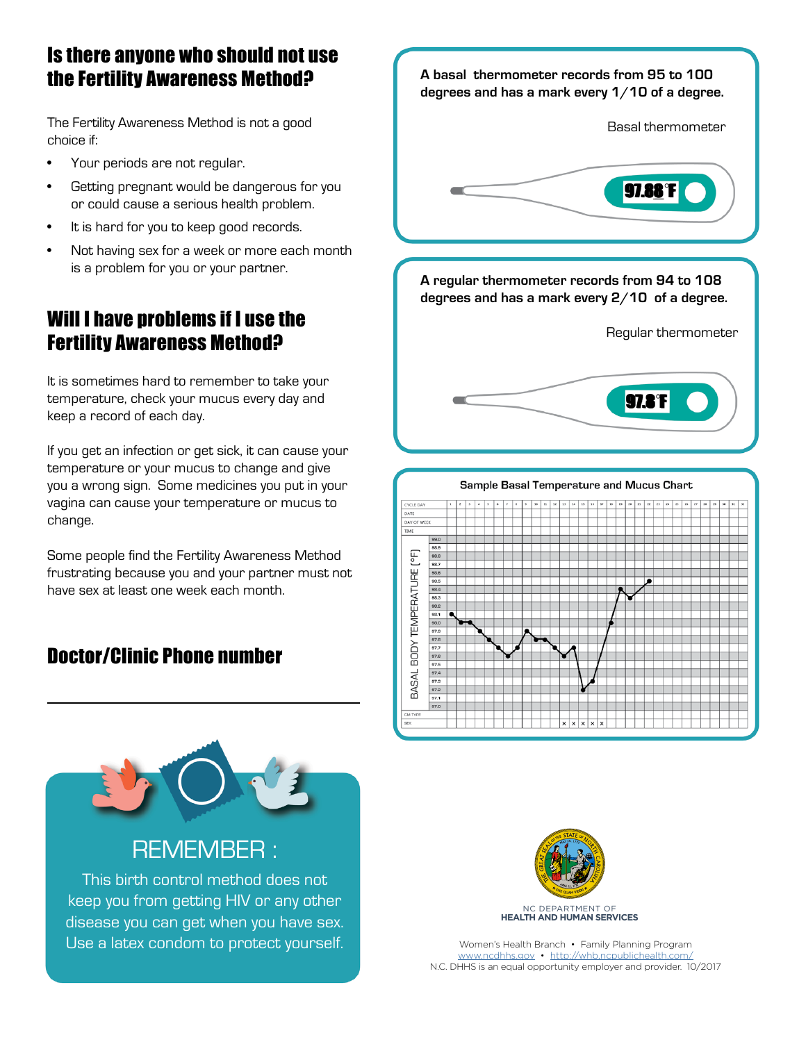## Is there anyone who should not use the Fertility Awareness Method?

The Fertility Awareness Method is not a good choice if:

- Your periods are not regular.
- Getting pregnant would be dangerous for you or could cause a serious health problem.
- It is hard for you to keep good records.
- Not having sex for a week or more each month is a problem for you or your partner.

## Will I have problems if I use the Fertility Awareness Method?

It is sometimes hard to remember to take your temperature, check your mucus every day and keep a record of each day.

If you get an infection or get sick, it can cause your temperature or your mucus to change and give you a wrong sign. Some medicines you put in your vagina can cause your temperature or mucus to change.

Some people find the Fertility Awareness Method frustrating because you and your partner must not have sex at least one week each month.

## Doctor/Clinic Phone number

______________________________

REMEMBER :

This birth control method does not keep you from getting HIV or any other disease you can get when you have sex. Use a latex condom to protect yourself.

A basal thermometer records from 95 to 100 degrees and has a mark every 1/10 of a degree.

Basal thermometer

97.88°F

A regular thermometer records from 94 to 108 degrees and has a mark every 2/10 of a degree.

Regular thermometer

97.8°F

**Sample Basal Temperature and Mucus Chart**

CYCLE DAY
DATE
DAY OF WEEK
TIME
BASAL BODY TEMPERATURE (°F)
99.0
98.9
98.8
98.7
98.6
98.5
98.4
98.3
98.2
98.1
98.0
97.9
97.8
97.7
97.6
97.5
97.4
97.3
97.2
97.1
97.0
CM TYPE
SEX

NC DEPARTMENT OF
HEALTH AND HUMAN SERVICES

Women's Health Branch • Family Planning Program
www.ncdhhs.gov • http://whb.ncpublichealth.com/
N.C. DHHS is an equal opportunity employer and provider. 10/2017